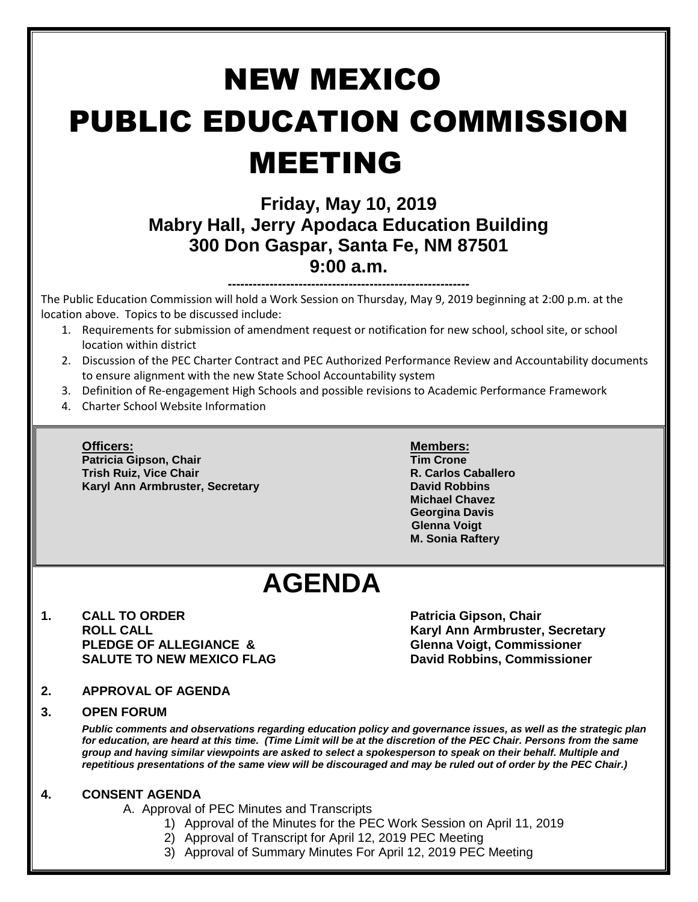# NEW MEXICO PUBLIC EDUCATION COMMISSION MEETING

**Friday, May 10, 2019**
**Mabry Hall, Jerry Apodaca Education Building**
**300 Don Gaspar, Santa Fe, NM 87501**
**9:00 a.m.**

---

The Public Education Commission will hold a Work Session on Thursday, May 9, 2019 beginning at 2:00 p.m. at the location above. Topics to be discussed include:

1. Requirements for submission of amendment request or notification for new school, school site, or school location within district
2. Discussion of the PEC Charter Contract and PEC Authorized Performance Review and Accountability documents to ensure alignment with the new State School Accountability system
3. Definition of Re-engagement High Schools and possible revisions to Academic Performance Framework
4. Charter School Website Information

**Officers:**
**Patricia Gipson, Chair**
**Trish Ruiz, Vice Chair**
**Karyl Ann Armbruster, Secretary**

**Members:**
**Tim Crone**
**R. Carlos Caballero**
**David Robbins**
**Michael Chavez**
**Georgina Davis**
**Glenna Voigt**
**M. Sonia Raftery**

# AGENDA

**1. CALL TO ORDER** — **Patricia Gipson, Chair**
**ROLL CALL** — **Karyl Ann Armbruster, Secretary**
**PLEDGE OF ALLEGIANCE &** — **Glenna Voigt, Commissioner**
**SALUTE TO NEW MEXICO FLAG** — **David Robbins, Commissioner**

**2. APPROVAL OF AGENDA**

**3. OPEN FORUM**

***Public comments and observations regarding education policy and governance issues, as well as the strategic plan for education, are heard at this time. (Time Limit will be at the discretion of the PEC Chair. Persons from the same group and having similar viewpoints are asked to select a spokesperson to speak on their behalf. Multiple and repetitious presentations of the same view will be discouraged and may be ruled out of order by the PEC Chair.)***

**4. CONSENT AGENDA**

A. Approval of PEC Minutes and Transcripts
   1) Approval of the Minutes for the PEC Work Session on April 11, 2019
   2) Approval of Transcript for April 12, 2019 PEC Meeting
   3) Approval of Summary Minutes For April 12, 2019 PEC Meeting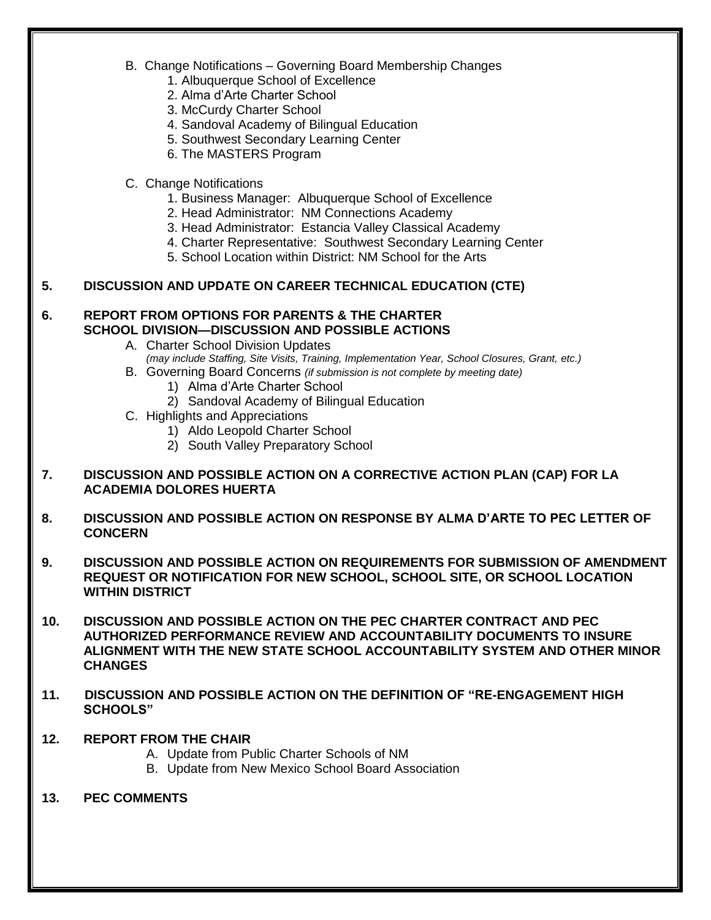B. Change Notifications – Governing Board Membership Changes
   1. Albuquerque School of Excellence
   2. Alma d'Arte Charter School
   3. McCurdy Charter School
   4. Sandoval Academy of Bilingual Education
   5. Southwest Secondary Learning Center
   6. The MASTERS Program

C. Change Notifications
   1. Business Manager: Albuquerque School of Excellence
   2. Head Administrator: NM Connections Academy
   3. Head Administrator: Estancia Valley Classical Academy
   4. Charter Representative: Southwest Secondary Learning Center
   5. School Location within District: NM School for the Arts

**5. DISCUSSION AND UPDATE ON CAREER TECHNICAL EDUCATION (CTE)**

**6. REPORT FROM OPTIONS FOR PARENTS & THE CHARTER SCHOOL DIVISION—DISCUSSION AND POSSIBLE ACTIONS**

A. Charter School Division Updates
   *(may include Staffing, Site Visits, Training, Implementation Year, School Closures, Grant, etc.)*

B. Governing Board Concerns *(if submission is not complete by meeting date)*
   1) Alma d'Arte Charter School
   2) Sandoval Academy of Bilingual Education

C. Highlights and Appreciations
   1) Aldo Leopold Charter School
   2) South Valley Preparatory School

**7. DISCUSSION AND POSSIBLE ACTION ON A CORRECTIVE ACTION PLAN (CAP) FOR LA ACADEMIA DOLORES HUERTA**

**8. DISCUSSION AND POSSIBLE ACTION ON RESPONSE BY ALMA D'ARTE TO PEC LETTER OF CONCERN**

**9. DISCUSSION AND POSSIBLE ACTION ON REQUIREMENTS FOR SUBMISSION OF AMENDMENT REQUEST OR NOTIFICATION FOR NEW SCHOOL, SCHOOL SITE, OR SCHOOL LOCATION WITHIN DISTRICT**

**10. DISCUSSION AND POSSIBLE ACTION ON THE PEC CHARTER CONTRACT AND PEC AUTHORIZED PERFORMANCE REVIEW AND ACCOUNTABILITY DOCUMENTS TO INSURE ALIGNMENT WITH THE NEW STATE SCHOOL ACCOUNTABILITY SYSTEM AND OTHER MINOR CHANGES**

**11. DISCUSSION AND POSSIBLE ACTION ON THE DEFINITION OF "RE-ENGAGEMENT HIGH SCHOOLS"**

**12. REPORT FROM THE CHAIR**

A. Update from Public Charter Schools of NM

B. Update from New Mexico School Board Association

**13. PEC COMMENTS**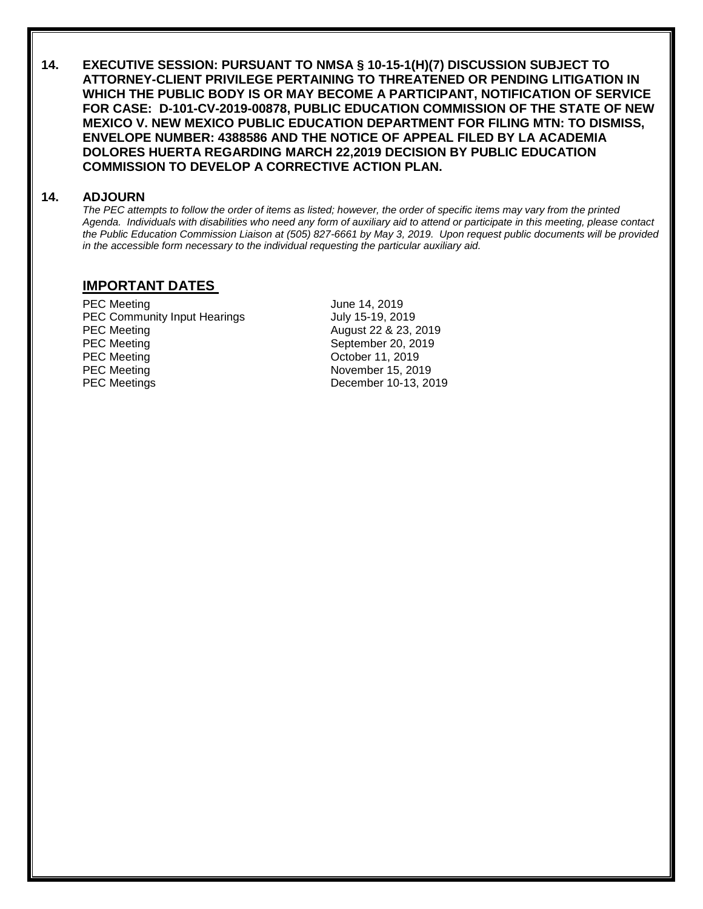**14. EXECUTIVE SESSION: PURSUANT TO NMSA § 10-15-1(H)(7) DISCUSSION SUBJECT TO ATTORNEY-CLIENT PRIVILEGE PERTAINING TO THREATENED OR PENDING LITIGATION IN WHICH THE PUBLIC BODY IS OR MAY BECOME A PARTICIPANT, NOTIFICATION OF SERVICE FOR CASE: D-101-CV-2019-00878, PUBLIC EDUCATION COMMISSION OF THE STATE OF NEW MEXICO V. NEW MEXICO PUBLIC EDUCATION DEPARTMENT FOR FILING MTN: TO DISMISS, ENVELOPE NUMBER: 4388586 AND THE NOTICE OF APPEAL FILED BY LA ACADEMIA DOLORES HUERTA REGARDING MARCH 22,2019 DECISION BY PUBLIC EDUCATION COMMISSION TO DEVELOP A CORRECTIVE ACTION PLAN.**

**14. ADJOURN**

*The PEC attempts to follow the order of items as listed; however, the order of specific items may vary from the printed Agenda. Individuals with disabilities who need any form of auxiliary aid to attend or participate in this meeting, please contact the Public Education Commission Liaison at (505) 827-6661 by May 3, 2019. Upon request public documents will be provided in the accessible form necessary to the individual requesting the particular auxiliary aid.*

## IMPORTANT DATES

| | |
|---|---|
| PEC Meeting | June 14, 2019 |
| PEC Community Input Hearings | July 15-19, 2019 |
| PEC Meeting | August 22 & 23, 2019 |
| PEC Meeting | September 20, 2019 |
| PEC Meeting | October 11, 2019 |
| PEC Meeting | November 15, 2019 |
| PEC Meetings | December 10-13, 2019 |